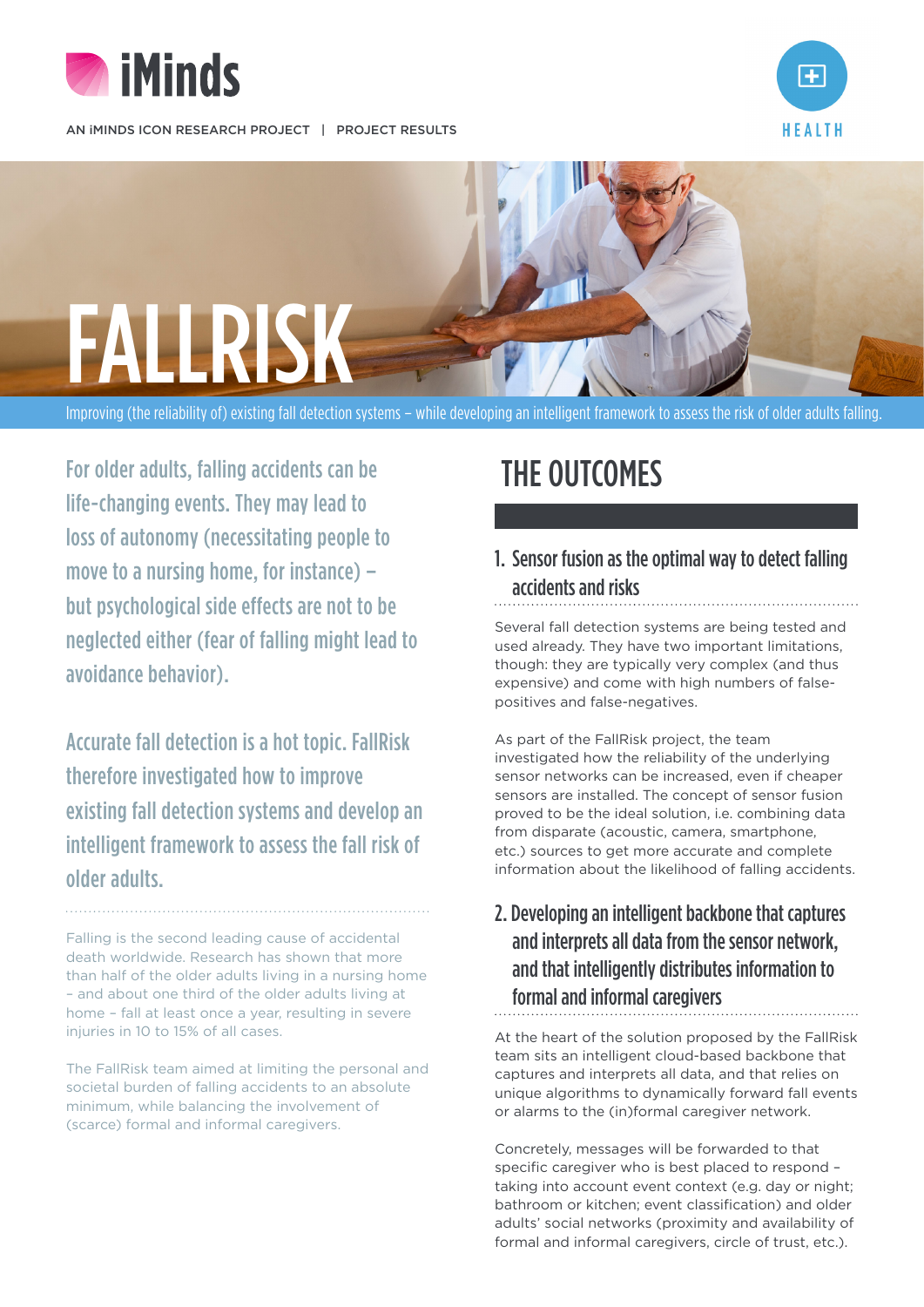iMinds

AN iMINDS ICON RESEARCH PROJECT | PROJECT RESULTS

HEALTH

# FALLRISK

Improving (the reliability of) existing fall detection systems – while developing an intelligent framework to assess the risk of older adults falling.

For older adults, falling accidents can be life-changing events. They may lead to loss of autonomy (necessitating people to move to a nursing home, for instance) – but psychological side effects are not to be neglected either (fear of falling might lead to avoidance behavior).

Accurate fall detection is a hot topic. FallRisk therefore investigated how to improve existing fall detection systems and develop an intelligent framework to assess the fall risk of older adults.

Falling is the second leading cause of accidental death worldwide. Research has shown that more than half of the older adults living in a nursing home – and about one third of the older adults living at home – fall at least once a year, resulting in severe injuries in 10 to 15% of all cases.

The FallRisk team aimed at limiting the personal and societal burden of falling accidents to an absolute minimum, while balancing the involvement of (scarce) formal and informal caregivers.

## THE OUTCOMES

### 1. Sensor fusion as the optimal way to detect falling accidents and risks

Several fall detection systems are being tested and used already. They have two important limitations, though: they are typically very complex (and thus expensive) and come with high numbers of false-positives and false-negatives.

As part of the FallRisk project, the team investigated how the reliability of the underlying sensor networks can be increased, even if cheaper sensors are installed. The concept of sensor fusion proved to be the ideal solution, i.e. combining data from disparate (acoustic, camera, smartphone, etc.) sources to get more accurate and complete information about the likelihood of falling accidents.

### 2. Developing an intelligent backbone that captures and interprets all data from the sensor network, and that intelligently distributes information to formal and informal caregivers

At the heart of the solution proposed by the FallRisk team sits an intelligent cloud-based backbone that captures and interprets all data, and that relies on unique algorithms to dynamically forward fall events or alarms to the (in)formal caregiver network.

Concretely, messages will be forwarded to that specific caregiver who is best placed to respond – taking into account event context (e.g. day or night; bathroom or kitchen; event classification) and older adults' social networks (proximity and availability of formal and informal caregivers, circle of trust, etc.).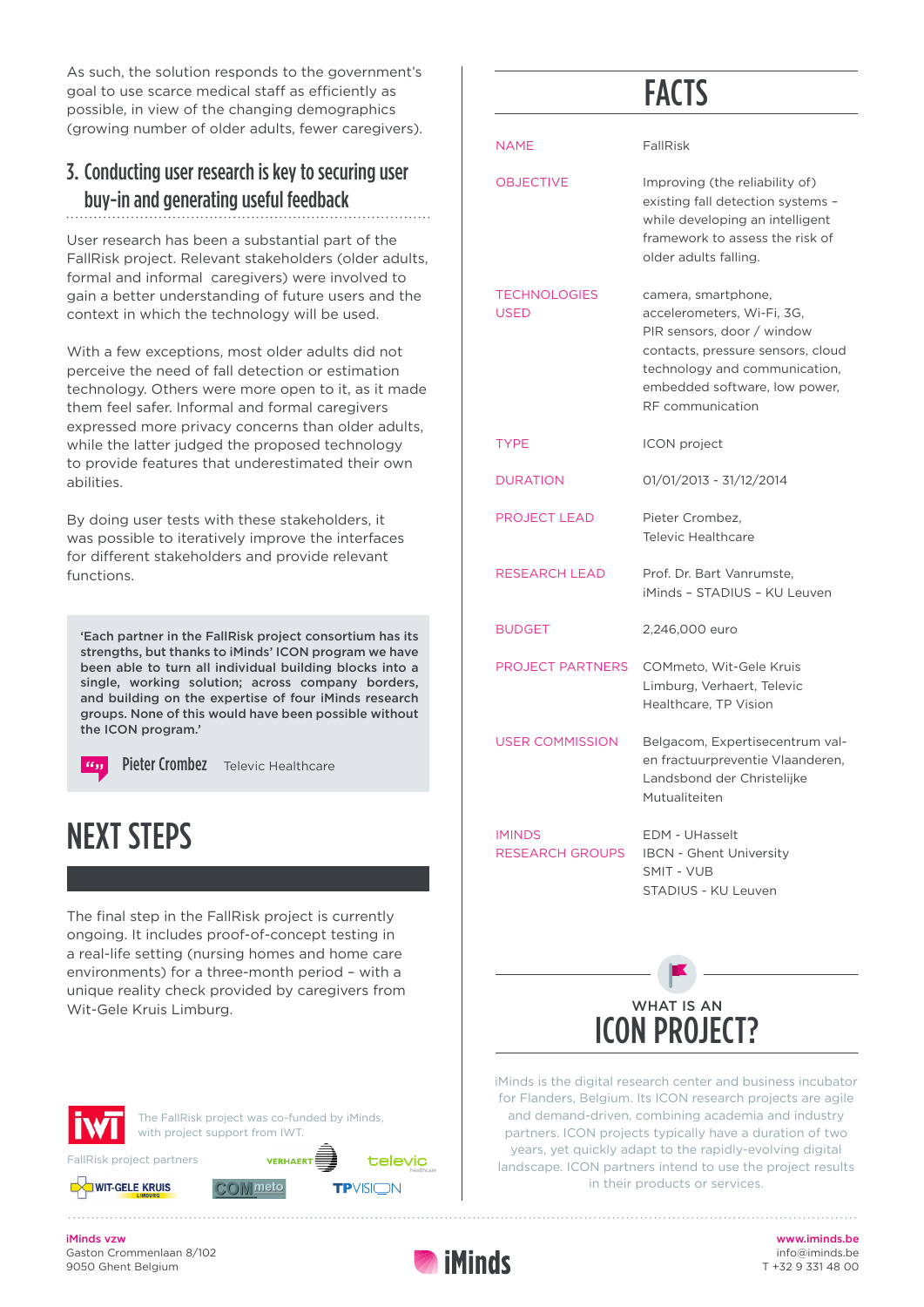As such, the solution responds to the government's goal to use scarce medical staff as efficiently as possible, in view of the changing demographics (growing number of older adults, fewer caregivers).

## 3. Conducting user research is key to securing user buy-in and generating useful feedback

User research has been a substantial part of the FallRisk project. Relevant stakeholders (older adults, formal and informal caregivers) were involved to gain a better understanding of future users and the context in which the technology will be used.

With a few exceptions, most older adults did not perceive the need of fall detection or estimation technology. Others were more open to it, as it made them feel safer. Informal and formal caregivers expressed more privacy concerns than older adults, while the latter judged the proposed technology to provide features that underestimated their own abilities.

By doing user tests with these stakeholders, it was possible to iteratively improve the interfaces for different stakeholders and provide relevant functions.

> **'Each partner in the FallRisk project consortium has its strengths, but thanks to iMinds' ICON program we have been able to turn all individual building blocks into a single, working solution; across company borders, and building on the expertise of four iMinds research groups. None of this would have been possible without the ICON program.'**
>
> Pieter Crombez Televic Healthcare

# NEXT STEPS

The final step in the FallRisk project is currently ongoing. It includes proof-of-concept testing in a real-life setting (nursing homes and home care environments) for a three-month period – with a unique reality check provided by caregivers from Wit-Gele Kruis Limburg.

The FallRisk project was co-funded by iMinds, with project support from IWT.

FallRisk project partners

# FACTS

| | |
|---|---|
| NAME | FallRisk |
| OBJECTIVE | Improving (the reliability of) existing fall detection systems – while developing an intelligent framework to assess the risk of older adults falling. |
| TECHNOLOGIES USED | camera, smartphone, accelerometers, Wi-Fi, 3G, PIR sensors, door / window contacts, pressure sensors, cloud technology and communication, embedded software, low power, RF communication |
| TYPE | ICON project |
| DURATION | 01/01/2013 - 31/12/2014 |
| PROJECT LEAD | Pieter Crombez, Televic Healthcare |
| RESEARCH LEAD | Prof. Dr. Bart Vanrumste, iMinds – STADIUS – KU Leuven |
| BUDGET | 2,246,000 euro |
| PROJECT PARTNERS | COMmeto, Wit-Gele Kruis Limburg, Verhaert, Televic Healthcare, TP Vision |
| USER COMMISSION | Belgacom, Expertisecentrum val- en fractuurpreventie Vlaanderen, Landsbond der Christelijke Mutualiteiten |
| IMINDS RESEARCH GROUPS | EDM - UHasselt<br>IBCN - Ghent University<br>SMIT - VUB<br>STADIUS - KU Leuven |

## WHAT IS AN ICON PROJECT?

iMinds is the digital research center and business incubator for Flanders, Belgium. Its ICON research projects are agile and demand-driven, combining academia and industry partners. ICON projects typically have a duration of two years, yet quickly adapt to the rapidly-evolving digital landscape. ICON partners intend to use the project results in their products or services.

**iMinds vzw**
Gaston Crommenlaan 8/102
9050 Ghent Belgium

**www.iminds.be**
info@iminds.be
T +32 9 331 48 00